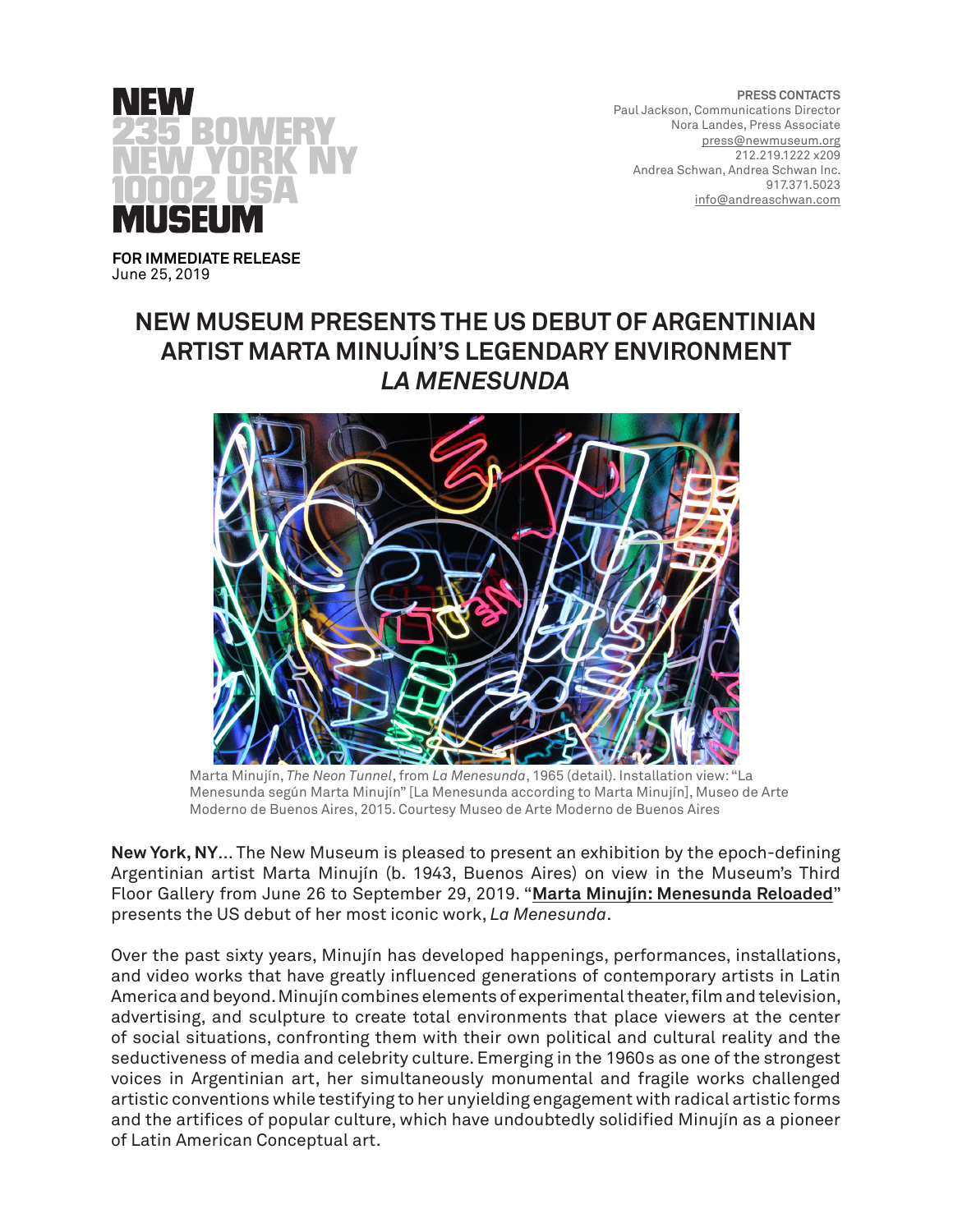NEW
235 BOWERY
NEW YORK NY
10002 USA
MUSEUM

**PRESS CONTACTS**
Paul Jackson, Communications Director
Nora Landes, Press Associate
press@newmuseum.org
212.219.1222 x209
Andrea Schwan, Andrea Schwan Inc.
917.371.5023
info@andreaschwan.com

**FOR IMMEDIATE RELEASE**
June 25, 2019

# NEW MUSEUM PRESENTS THE US DEBUT OF ARGENTINIAN ARTIST MARTA MINUJÍN'S LEGENDARY ENVIRONMENT *LA MENESUNDA*

Marta Minujín, *The Neon Tunnel*, from *La Menesunda*, 1965 (detail). Installation view: "La Menesunda según Marta Minujín" [La Menesunda according to Marta Minujín], Museo de Arte Moderno de Buenos Aires, 2015. Courtesy Museo de Arte Moderno de Buenos Aires

**New York, NY**… The New Museum is pleased to present an exhibition by the epoch-defining Argentinian artist Marta Minujín (b. 1943, Buenos Aires) on view in the Museum's Third Floor Gallery from June 26 to September 29, 2019. "**Marta Minujín: Menesunda Reloaded**" presents the US debut of her most iconic work, *La Menesunda*.

Over the past sixty years, Minujín has developed happenings, performances, installations, and video works that have greatly influenced generations of contemporary artists in Latin America and beyond. Minujín combines elements of experimental theater, film and television, advertising, and sculpture to create total environments that place viewers at the center of social situations, confronting them with their own political and cultural reality and the seductiveness of media and celebrity culture. Emerging in the 1960s as one of the strongest voices in Argentinian art, her simultaneously monumental and fragile works challenged artistic conventions while testifying to her unyielding engagement with radical artistic forms and the artifices of popular culture, which have undoubtedly solidified Minujín as a pioneer of Latin American Conceptual art.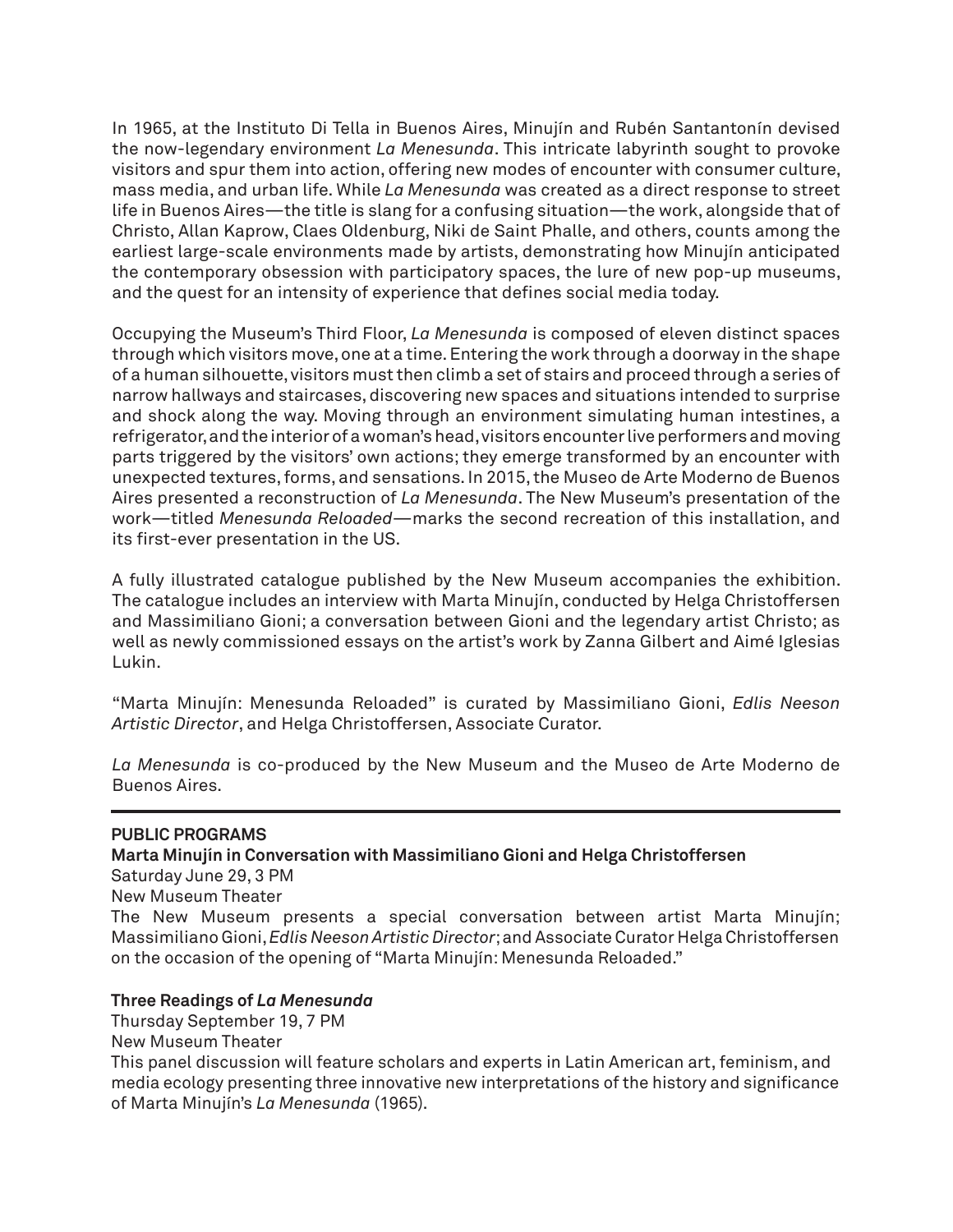In 1965, at the Instituto Di Tella in Buenos Aires, Minujín and Rubén Santantonín devised the now-legendary environment *La Menesunda*. This intricate labyrinth sought to provoke visitors and spur them into action, offering new modes of encounter with consumer culture, mass media, and urban life. While *La Menesunda* was created as a direct response to street life in Buenos Aires—the title is slang for a confusing situation—the work, alongside that of Christo, Allan Kaprow, Claes Oldenburg, Niki de Saint Phalle, and others, counts among the earliest large-scale environments made by artists, demonstrating how Minujín anticipated the contemporary obsession with participatory spaces, the lure of new pop-up museums, and the quest for an intensity of experience that defines social media today.

Occupying the Museum's Third Floor, *La Menesunda* is composed of eleven distinct spaces through which visitors move, one at a time. Entering the work through a doorway in the shape of a human silhouette, visitors must then climb a set of stairs and proceed through a series of narrow hallways and staircases, discovering new spaces and situations intended to surprise and shock along the way. Moving through an environment simulating human intestines, a refrigerator, and the interior of a woman's head, visitors encounter live performers and moving parts triggered by the visitors' own actions; they emerge transformed by an encounter with unexpected textures, forms, and sensations. In 2015, the Museo de Arte Moderno de Buenos Aires presented a reconstruction of *La Menesunda*. The New Museum's presentation of the work—titled *Menesunda Reloaded*—marks the second recreation of this installation, and its first-ever presentation in the US.

A fully illustrated catalogue published by the New Museum accompanies the exhibition. The catalogue includes an interview with Marta Minujín, conducted by Helga Christoffersen and Massimiliano Gioni; a conversation between Gioni and the legendary artist Christo; as well as newly commissioned essays on the artist's work by Zanna Gilbert and Aimé Iglesias Lukin.

"Marta Minujín: Menesunda Reloaded" is curated by Massimiliano Gioni, *Edlis Neeson Artistic Director*, and Helga Christoffersen, Associate Curator.

*La Menesunda* is co-produced by the New Museum and the Museo de Arte Moderno de Buenos Aires.

---

**PUBLIC PROGRAMS**

**Marta Minujín in Conversation with Massimiliano Gioni and Helga Christoffersen**
Saturday June 29, 3 PM
New Museum Theater
The New Museum presents a special conversation between artist Marta Minujín; Massimiliano Gioni, *Edlis Neeson Artistic Director*; and Associate Curator Helga Christoffersen on the occasion of the opening of "Marta Minujín: Menesunda Reloaded."

**Three Readings of *La Menesunda***
Thursday September 19, 7 PM
New Museum Theater
This panel discussion will feature scholars and experts in Latin American art, feminism, and media ecology presenting three innovative new interpretations of the history and significance of Marta Minujín's *La Menesunda* (1965).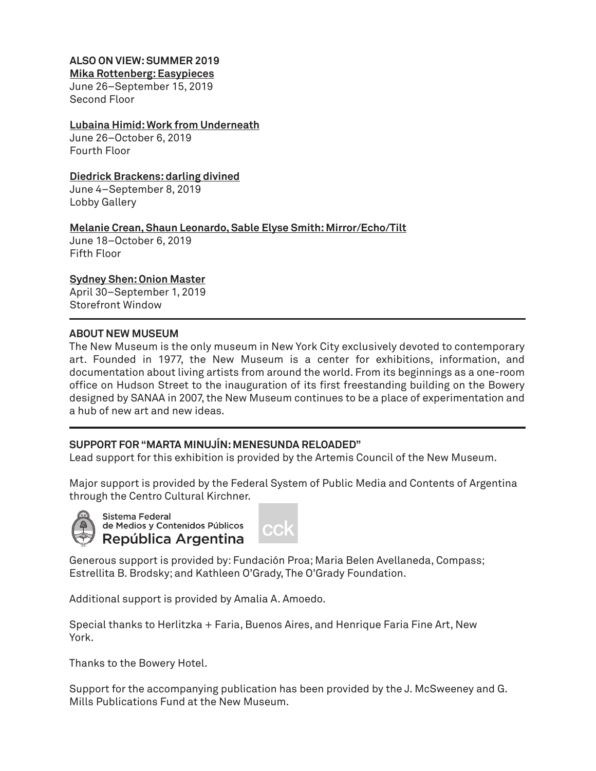**ALSO ON VIEW: SUMMER 2019**

**Mika Rottenberg: Easypieces**
June 26–September 15, 2019
Second Floor

**Lubaina Himid: Work from Underneath**
June 26–October 6, 2019
Fourth Floor

**Diedrick Brackens: darling divined**
June 4–September 8, 2019
Lobby Gallery

**Melanie Crean, Shaun Leonardo, Sable Elyse Smith: Mirror/Echo/Tilt**
June 18–October 6, 2019
Fifth Floor

**Sydney Shen: Onion Master**
April 30–September 1, 2019
Storefront Window

---

**ABOUT NEW MUSEUM**

The New Museum is the only museum in New York City exclusively devoted to contemporary art. Founded in 1977, the New Museum is a center for exhibitions, information, and documentation about living artists from around the world. From its beginnings as a one-room office on Hudson Street to the inauguration of its first freestanding building on the Bowery designed by SANAA in 2007, the New Museum continues to be a place of experimentation and a hub of new art and new ideas.

---

**SUPPORT FOR "MARTA MINUJÍN: MENESUNDA RELOADED"**

Lead support for this exhibition is provided by the Artemis Council of the New Museum.

Major support is provided by the Federal System of Public Media and Contents of Argentina through the Centro Cultural Kirchner.

Sistema Federal de Medios y Contenidos Públicos
República Argentina

cck

Generous support is provided by: Fundación Proa; Maria Belen Avellaneda, Compass; Estrellita B. Brodsky; and Kathleen O'Grady, The O'Grady Foundation.

Additional support is provided by Amalia A. Amoedo.

Special thanks to Herlitzka + Faria, Buenos Aires, and Henrique Faria Fine Art, New York.

Thanks to the Bowery Hotel.

Support for the accompanying publication has been provided by the J. McSweeney and G. Mills Publications Fund at the New Museum.